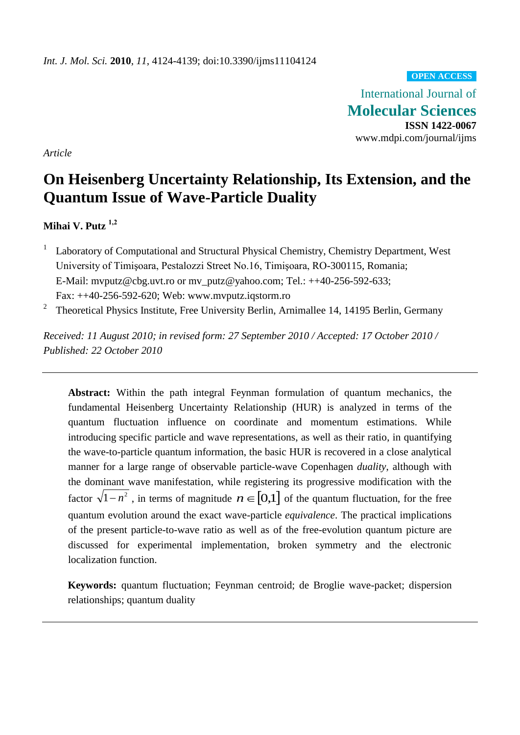*Int. J. Mol. Sci.* **2010**, *11*, 4124-4139; doi:10.3390/ijms11104124

**OPEN ACCESS**

International Journal of
**Molecular Sciences**
**ISSN 1422-0067**
www.mdpi.com/journal/ijms

*Article*

# On Heisenberg Uncertainty Relationship, Its Extension, and the Quantum Issue of Wave-Particle Duality

**Mihai V. Putz** [1,2]

[1] Laboratory of Computational and Structural Physical Chemistry, Chemistry Department, West University of Timişoara, Pestalozzi Street No.16, Timişoara, RO-300115, Romania; E-Mail: mvputz@cbg.uvt.ro or mv_putz@yahoo.com; Tel.: ++40-256-592-633; Fax: ++40-256-592-620; Web: www.mvputz.iqstorm.ro

[2] Theoretical Physics Institute, Free University Berlin, Arnimallee 14, 14195 Berlin, Germany

*Received: 11 August 2010; in revised form: 27 September 2010 / Accepted: 17 October 2010 / Published: 22 October 2010*

---

**Abstract:** Within the path integral Feynman formulation of quantum mechanics, the fundamental Heisenberg Uncertainty Relationship (HUR) is analyzed in terms of the quantum fluctuation influence on coordinate and momentum estimations. While introducing specific particle and wave representations, as well as their ratio, in quantifying the wave-to-particle quantum information, the basic HUR is recovered in a close analytical manner for a large range of observable particle-wave Copenhagen *duality*, although with the dominant wave manifestation, while registering its progressive modification with the factor $\sqrt{1-n^2}$, in terms of magnitude $n \in [0,1]$ of the quantum fluctuation, for the free quantum evolution around the exact wave-particle *equivalence*. The practical implications of the present particle-to-wave ratio as well as of the free-evolution quantum picture are discussed for experimental implementation, broken symmetry and the electronic localization function.

**Keywords:** quantum fluctuation; Feynman centroid; de Broglie wave-packet; dispersion relationships; quantum duality

---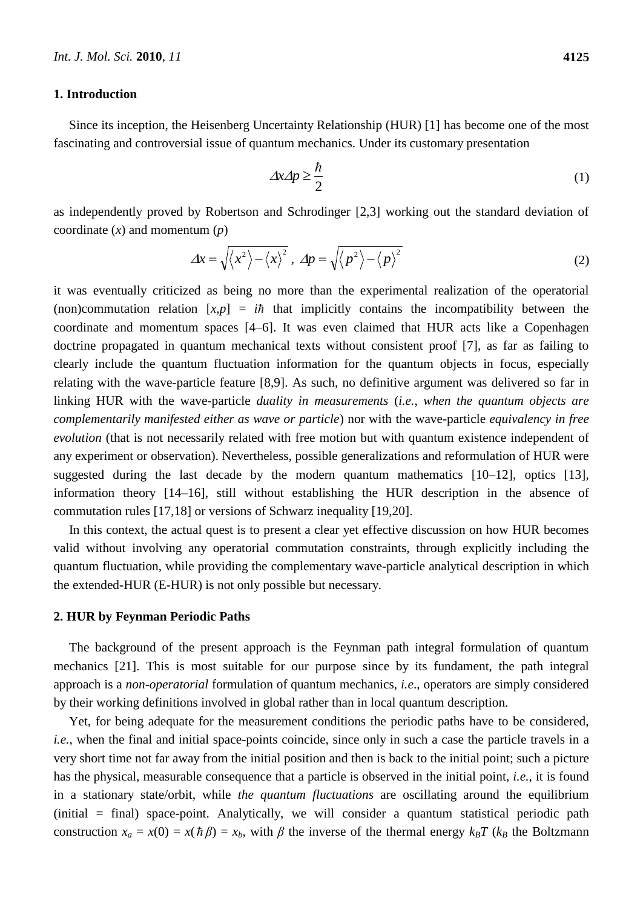## 1. Introduction

Since its inception, the Heisenberg Uncertainty Relationship (HUR) [1] has become one of the most fascinating and controversial issue of quantum mechanics. Under its customary presentation

$$\Delta x \Delta p \geq \frac{\hbar}{2} \tag{1}$$

as independently proved by Robertson and Schrodinger [2,3] working out the standard deviation of coordinate ($x$) and momentum ($p$)

$$\Delta x = \sqrt{\left\langle x^2 \right\rangle - \left\langle x \right\rangle^2}\,,\ \Delta p = \sqrt{\left\langle p^2 \right\rangle - \left\langle p \right\rangle^2} \tag{2}$$

it was eventually criticized as being no more than the experimental realization of the operatorial (non)commutation relation $[x,p] = i\hbar$ that implicitly contains the incompatibility between the coordinate and momentum spaces [4–6]. It was even claimed that HUR acts like a Copenhagen doctrine propagated in quantum mechanical texts without consistent proof [7], as far as failing to clearly include the quantum fluctuation information for the quantum objects in focus, especially relating with the wave-particle feature [8,9]. As such, no definitive argument was delivered so far in linking HUR with the wave-particle *duality in measurements* (*i.e.*, *when the quantum objects are complementarily manifested either as wave or particle*) nor with the wave-particle *equivalency in free evolution* (that is not necessarily related with free motion but with quantum existence independent of any experiment or observation). Nevertheless, possible generalizations and reformulation of HUR were suggested during the last decade by the modern quantum mathematics [10–12], optics [13], information theory [14–16], still without establishing the HUR description in the absence of commutation rules [17,18] or versions of Schwarz inequality [19,20].

In this context, the actual quest is to present a clear yet effective discussion on how HUR becomes valid without involving any operatorial commutation constraints, through explicitly including the quantum fluctuation, while providing the complementary wave-particle analytical description in which the extended-HUR (E-HUR) is not only possible but necessary.

## 2. HUR by Feynman Periodic Paths

The background of the present approach is the Feynman path integral formulation of quantum mechanics [21]. This is most suitable for our purpose since by its fundament, the path integral approach is a *non-operatorial* formulation of quantum mechanics, *i.e*., operators are simply considered by their working definitions involved in global rather than in local quantum description.

Yet, for being adequate for the measurement conditions the periodic paths have to be considered, *i.e.*, when the final and initial space-points coincide, since only in such a case the particle travels in a very short time not far away from the initial position and then is back to the initial point; such a picture has the physical, measurable consequence that a particle is observed in the initial point, *i.e.*, it is found in a stationary state/orbit, while *the quantum fluctuations* are oscillating around the equilibrium (initial = final) space-point. Analytically, we will consider a quantum statistical periodic path construction $x_a = x(0) = x(\hbar\beta) = x_b$, with $\beta$ the inverse of the thermal energy $k_B T$ ($k_B$ the Boltzmann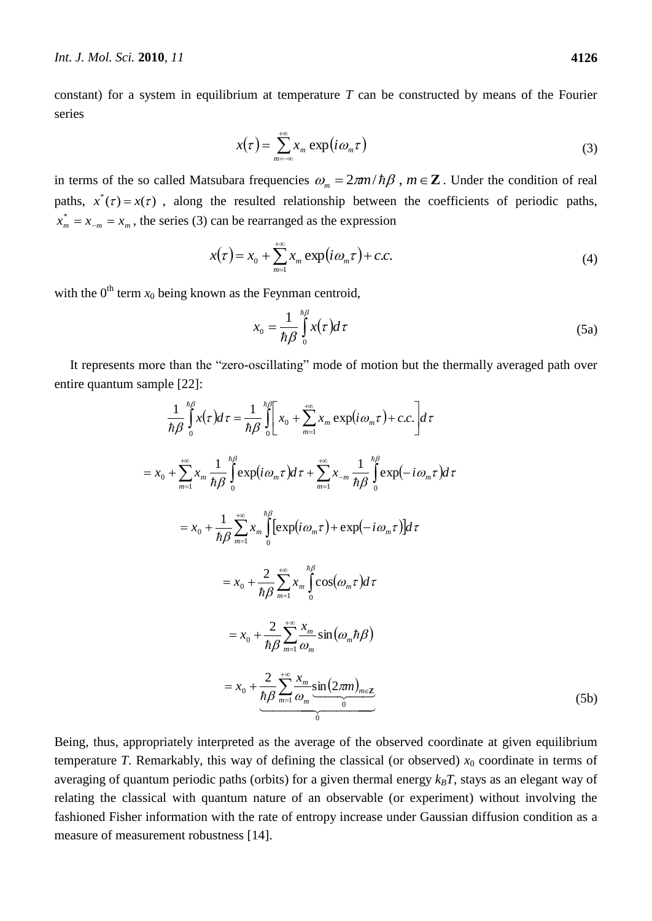constant) for a system in equilibrium at temperature $T$ can be constructed by means of the Fourier series

$$x(\tau)=\sum_{m=-\infty}^{+\infty} x_m \exp(i\omega_m \tau) \tag{3}$$

in terms of the so called Matsubara frequencies $\omega_m = 2\pi m/\hbar\beta$ , $m \in \mathbf{Z}$. Under the condition of real paths, $x^*(\tau)=x(\tau)$ , along the resulted relationship between the coefficients of periodic paths, $x_m^* = x_{-m} = x_m$, the series (3) can be rearranged as the expression

$$x(\tau)=x_0+\sum_{m=1}^{+\infty} x_m \exp(i\omega_m \tau)+c.c. \tag{4}$$

with the 0[th] term $x_0$ being known as the Feynman centroid,

$$x_0=\frac{1}{\hbar\beta}\int_0^{\hbar\beta} x(\tau)d\tau \tag{5a}$$

It represents more than the "zero-oscillating" mode of motion but the thermally averaged path over entire quantum sample [22]:

$$\begin{aligned}
\frac{1}{\hbar\beta}\int_0^{\hbar\beta} x(\tau)d\tau &= \frac{1}{\hbar\beta}\int_0^{\hbar\beta}\left[x_0+\sum_{m=1}^{+\infty} x_m \exp(i\omega_m\tau)+c.c.\right]d\tau \\
&= x_0+\sum_{m=1}^{+\infty} x_m \frac{1}{\hbar\beta}\int_0^{\hbar\beta}\exp(i\omega_m\tau)d\tau+\sum_{m=1}^{+\infty} x_{-m}\frac{1}{\hbar\beta}\int_0^{\hbar\beta}\exp(-i\omega_m\tau)d\tau \\
&= x_0+\frac{1}{\hbar\beta}\sum_{m=1}^{+\infty} x_m \int_0^{\hbar\beta}\left[\exp(i\omega_m\tau)+\exp(-i\omega_m\tau)\right]d\tau \\
&= x_0+\frac{2}{\hbar\beta}\sum_{m=1}^{+\infty} x_m \int_0^{\hbar\beta}\cos(\omega_m\tau)d\tau \\
&= x_0+\frac{2}{\hbar\beta}\sum_{m=1}^{+\infty}\frac{x_m}{\omega_m}\sin(\omega_m\hbar\beta) \\
&= x_0+\underbrace{\frac{2}{\hbar\beta}\sum_{m=1}^{+\infty}\frac{x_m}{\omega_m}\underbrace{\sin(2\pi m)_{m\in\mathbf{Z}}}_{0}}_{0}
\end{aligned} \tag{5b}$$

Being, thus, appropriately interpreted as the average of the observed coordinate at given equilibrium temperature $T$. Remarkably, this way of defining the classical (or observed) $x_0$ coordinate in terms of averaging of quantum periodic paths (orbits) for a given thermal energy $k_BT$, stays as an elegant way of relating the classical with quantum nature of an observable (or experiment) without involving the fashioned Fisher information with the rate of entropy increase under Gaussian diffusion condition as a measure of measurement robustness [14].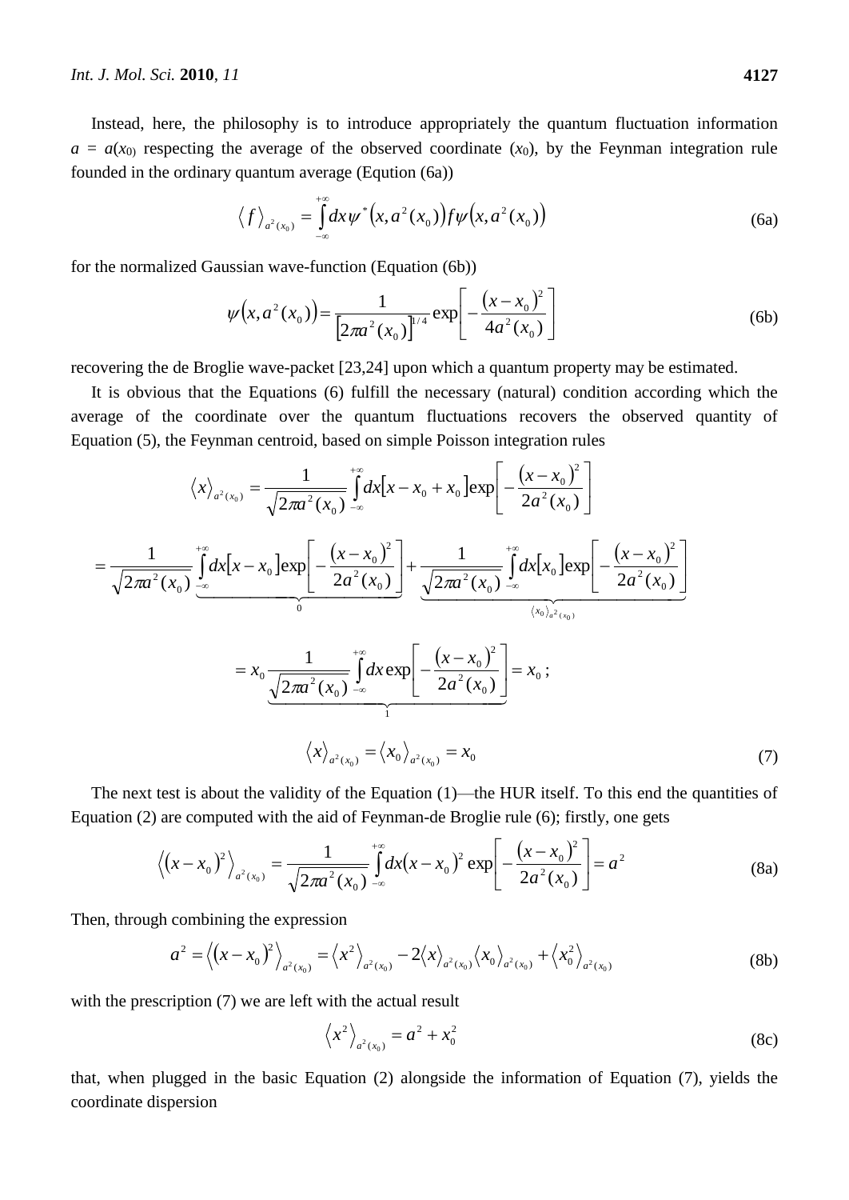Instead, here, the philosophy is to introduce appropriately the quantum fluctuation information $a = a(x_0)$ respecting the average of the observed coordinate ($x_0$), by the Feynman integration rule founded in the ordinary quantum average (Eqution (6a))

$$\langle f \rangle_{a^2(x_0)} = \int_{-\infty}^{+\infty} dx \psi^*\left(x, a^2(x_0)\right) f \psi\left(x, a^2(x_0)\right) \tag{6a}$$

for the normalized Gaussian wave-function (Equation (6b))

$$\psi\left(x, a^2(x_0)\right) = \frac{1}{\left[2\pi a^2(x_0)\right]^{1/4}} \exp\left[-\frac{(x-x_0)^2}{4a^2(x_0)}\right] \tag{6b}$$

recovering the de Broglie wave-packet [23,24] upon which a quantum property may be estimated.

It is obvious that the Equations (6) fulfill the necessary (natural) condition according which the average of the coordinate over the quantum fluctuations recovers the observed quantity of Equation (5), the Feynman centroid, based on simple Poisson integration rules

$$\langle x \rangle_{a^2(x_0)} = \frac{1}{\sqrt{2\pi a^2(x_0)}} \int_{-\infty}^{+\infty} dx \left[x - x_0 + x_0\right] \exp\left[-\frac{(x-x_0)^2}{2a^2(x_0)}\right]$$

$$= \underbrace{\frac{1}{\sqrt{2\pi a^2(x_0)}} \int_{-\infty}^{+\infty} dx \left[x - x_0\right] \exp\left[-\frac{(x-x_0)^2}{2a^2(x_0)}\right]}_{0} + \underbrace{\frac{1}{\sqrt{2\pi a^2(x_0)}} \int_{-\infty}^{+\infty} dx \left[x_0\right] \exp\left[-\frac{(x-x_0)^2}{2a^2(x_0)}\right]}_{\langle x_0 \rangle_{a^2(x_0)}}$$

$$= x_0 \underbrace{\frac{1}{\sqrt{2\pi a^2(x_0)}} \int_{-\infty}^{+\infty} dx \exp\left[-\frac{(x-x_0)^2}{2a^2(x_0)}\right]}_{1} = x_0\,;$$

$$\langle x \rangle_{a^2(x_0)} = \langle x_0 \rangle_{a^2(x_0)} = x_0 \tag{7}$$

The next test is about the validity of the Equation (1)—the HUR itself. To this end the quantities of Equation (2) are computed with the aid of Feynman-de Broglie rule (6); firstly, one gets

$$\left\langle (x-x_0)^2 \right\rangle_{a^2(x_0)} = \frac{1}{\sqrt{2\pi a^2(x_0)}} \int_{-\infty}^{+\infty} dx (x-x_0)^2 \exp\left[-\frac{(x-x_0)^2}{2a^2(x_0)}\right] = a^2 \tag{8a}$$

Then, through combining the expression

$$a^2 = \left\langle (x-x_0)^2 \right\rangle_{a^2(x_0)} = \left\langle x^2 \right\rangle_{a^2(x_0)} - 2\langle x \rangle_{a^2(x_0)} \langle x_0 \rangle_{a^2(x_0)} + \left\langle x_0^2 \right\rangle_{a^2(x_0)} \tag{8b}$$

with the prescription (7) we are left with the actual result

$$\left\langle x^2 \right\rangle_{a^2(x_0)} = a^2 + x_0^2 \tag{8c}$$

that, when plugged in the basic Equation (2) alongside the information of Equation (7), yields the coordinate dispersion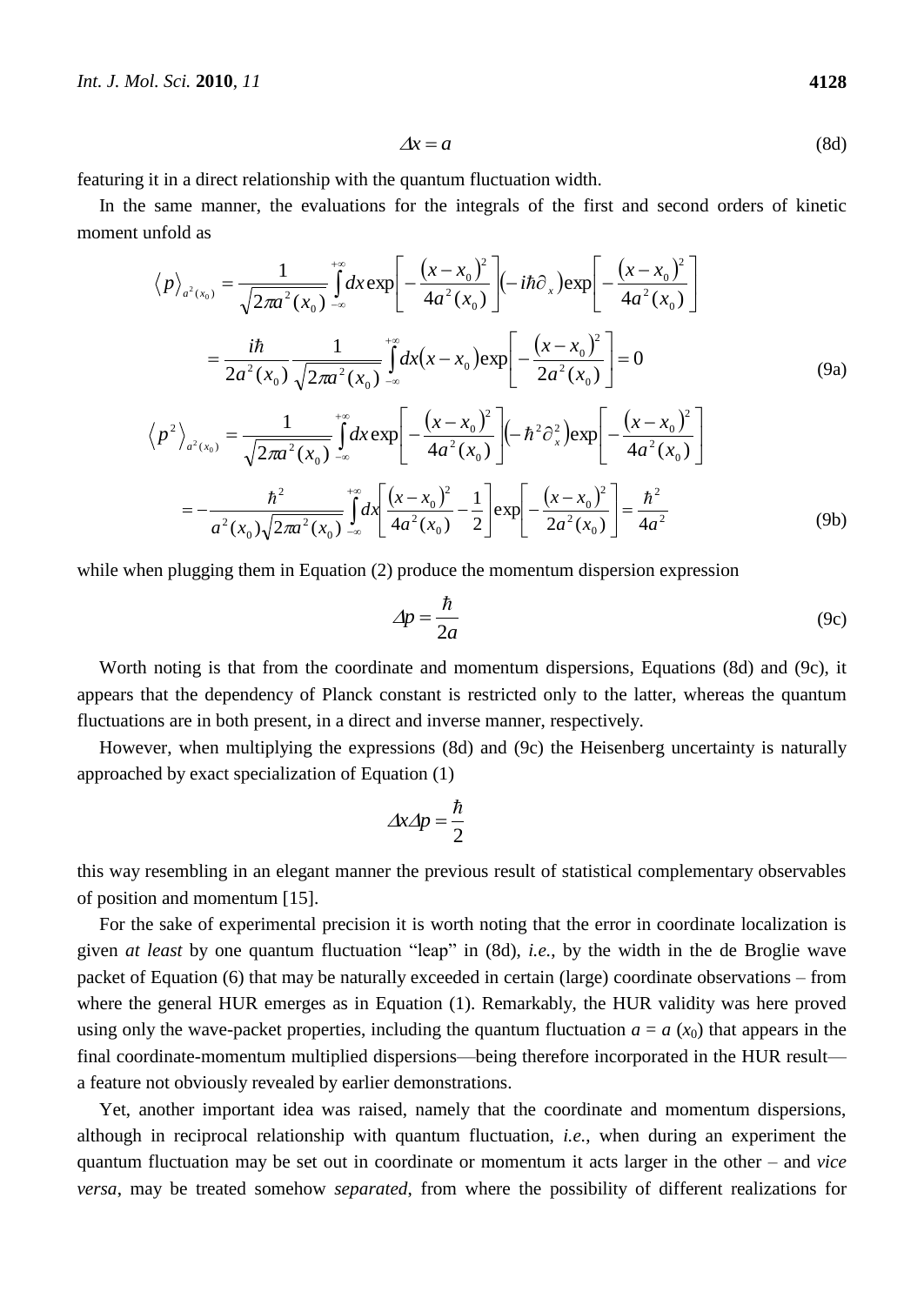$$\Delta x = a \tag{8d}$$

featuring it in a direct relationship with the quantum fluctuation width.

In the same manner, the evaluations for the integrals of the first and second orders of kinetic moment unfold as

$$\begin{aligned}
\langle p \rangle_{a^2(x_0)} &= \frac{1}{\sqrt{2\pi a^2(x_0)}} \int_{-\infty}^{+\infty} dx \exp\left[-\frac{(x-x_0)^2}{4a^2(x_0)}\right](-i\hbar\partial_x)\exp\left[-\frac{(x-x_0)^2}{4a^2(x_0)}\right] \\
&= \frac{i\hbar}{2a^2(x_0)}\frac{1}{\sqrt{2\pi a^2(x_0)}} \int_{-\infty}^{+\infty} dx (x-x_0)\exp\left[-\frac{(x-x_0)^2}{2a^2(x_0)}\right] = 0
\end{aligned} \tag{9a}$$

$$\begin{aligned}
\langle p^2 \rangle_{a^2(x_0)} &= \frac{1}{\sqrt{2\pi a^2(x_0)}} \int_{-\infty}^{+\infty} dx \exp\left[-\frac{(x-x_0)^2}{4a^2(x_0)}\right](-\hbar^2\partial_x^2)\exp\left[-\frac{(x-x_0)^2}{4a^2(x_0)}\right] \\
&= -\frac{\hbar^2}{a^2(x_0)\sqrt{2\pi a^2(x_0)}} \int_{-\infty}^{+\infty} dx \left[\frac{(x-x_0)^2}{4a^2(x_0)} - \frac{1}{2}\right]\exp\left[-\frac{(x-x_0)^2}{2a^2(x_0)}\right] = \frac{\hbar^2}{4a^2}
\end{aligned} \tag{9b}$$

while when plugging them in Equation (2) produce the momentum dispersion expression

$$\Delta p = \frac{\hbar}{2a} \tag{9c}$$

Worth noting is that from the coordinate and momentum dispersions, Equations (8d) and (9c), it appears that the dependency of Planck constant is restricted only to the latter, whereas the quantum fluctuations are in both present, in a direct and inverse manner, respectively.

However, when multiplying the expressions (8d) and (9c) the Heisenberg uncertainty is naturally approached by exact specialization of Equation (1)

$$\Delta x \Delta p = \frac{\hbar}{2}$$

this way resembling in an elegant manner the previous result of statistical complementary observables of position and momentum [15].

For the sake of experimental precision it is worth noting that the error in coordinate localization is given *at least* by one quantum fluctuation "leap" in (8d), *i.e.*, by the width in the de Broglie wave packet of Equation (6) that may be naturally exceeded in certain (large) coordinate observations – from where the general HUR emerges as in Equation (1). Remarkably, the HUR validity was here proved using only the wave-packet properties, including the quantum fluctuation $a = a(x_0)$ that appears in the final coordinate-momentum multiplied dispersions—being therefore incorporated in the HUR result—a feature not obviously revealed by earlier demonstrations.

Yet, another important idea was raised, namely that the coordinate and momentum dispersions, although in reciprocal relationship with quantum fluctuation, *i.e.*, when during an experiment the quantum fluctuation may be set out in coordinate or momentum it acts larger in the other – and *vice versa*, may be treated somehow *separated*, from where the possibility of different realizations for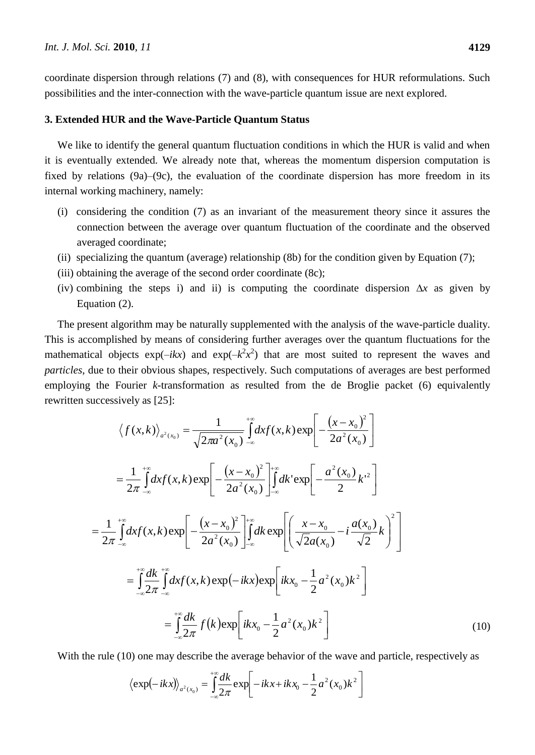coordinate dispersion through relations (7) and (8), with consequences for HUR reformulations. Such possibilities and the inter-connection with the wave-particle quantum issue are next explored.

### 3. Extended HUR and the Wave-Particle Quantum Status

We like to identify the general quantum fluctuation conditions in which the HUR is valid and when it is eventually extended. We already note that, whereas the momentum dispersion computation is fixed by relations (9a)–(9c), the evaluation of the coordinate dispersion has more freedom in its internal working machinery, namely:

- (i) considering the condition (7) as an invariant of the measurement theory since it assures the connection between the average over quantum fluctuation of the coordinate and the observed averaged coordinate;
- (ii) specializing the quantum (average) relationship (8b) for the condition given by Equation (7);
- (iii) obtaining the average of the second order coordinate (8c);
- (iv) combining the steps i) and ii) is computing the coordinate dispersion $\Delta x$ as given by Equation (2).

The present algorithm may be naturally supplemented with the analysis of the wave-particle duality. This is accomplished by means of considering further averages over the quantum fluctuations for the mathematical objects $\exp(-ikx)$ and $\exp(-k^2x^2)$ that are most suited to represent the waves and *particles*, due to their obvious shapes, respectively. Such computations of averages are best performed employing the Fourier *k*-transformation as resulted from the de Broglie packet (6) equivalently rewritten successively as [25]:

$$
\begin{aligned}
\left\langle f(x,k)\right\rangle_{a^2(x_0)} &= \frac{1}{\sqrt{2\pi a^2(x_0)}}\int_{-\infty}^{+\infty} dx f(x,k)\exp\left[-\frac{(x-x_0)^2}{2a^2(x_0)}\right] \\
&= \frac{1}{2\pi}\int_{-\infty}^{+\infty} dx f(x,k)\exp\left[-\frac{(x-x_0)^2}{2a^2(x_0)}\right]\int_{-\infty}^{+\infty} dk' \exp\left[-\frac{a^2(x_0)}{2}k'^2\right] \\
&= \frac{1}{2\pi}\int_{-\infty}^{+\infty} dx f(x,k)\exp\left[-\frac{(x-x_0)^2}{2a^2(x_0)}\right]\int_{-\infty}^{+\infty} dk \exp\left[\left(\frac{x-x_0}{\sqrt{2}a(x_0)} - i\frac{a(x_0)}{\sqrt{2}}k\right)^2\right] \\
&= \int_{-\infty}^{+\infty}\frac{dk}{2\pi}\int_{-\infty}^{+\infty} dx f(x,k)\exp(-ikx)\exp\left[ikx_0 - \frac{1}{2}a^2(x_0)k^2\right] \\
&= \int_{-\infty}^{+\infty}\frac{dk}{2\pi} f(k)\exp\left[ikx_0 - \frac{1}{2}a^2(x_0)k^2\right]
\end{aligned}
\tag{10}
$$

With the rule (10) one may describe the average behavior of the wave and particle, respectively as

$$
\left\langle \exp(-ikx)\right\rangle_{a^2(x_0)} = \int_{-\infty}^{+\infty}\frac{dk}{2\pi}\exp\left[-ikx + ikx_0 - \frac{1}{2}a^2(x_0)k^2\right]
$$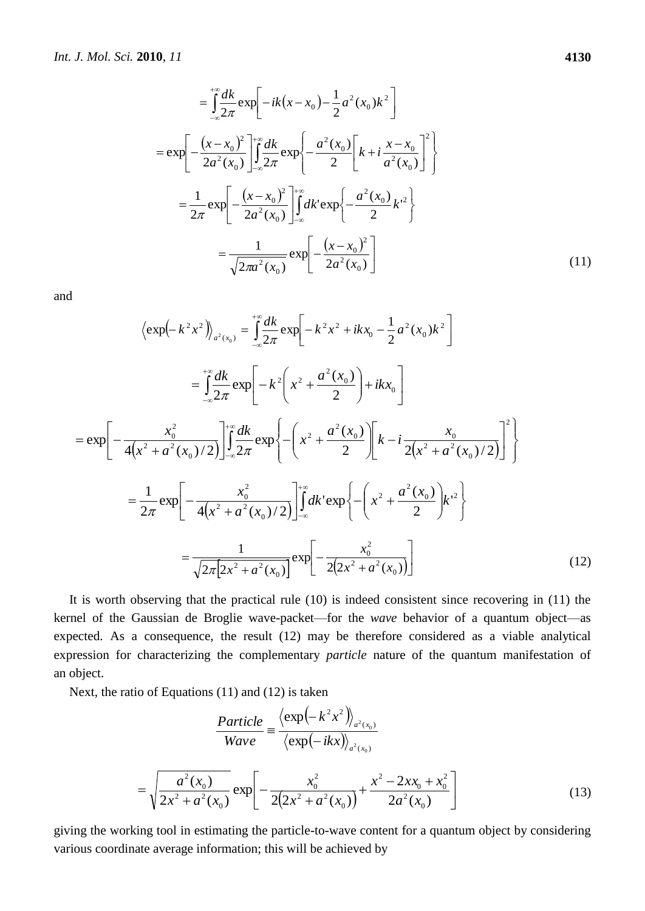$$
\begin{aligned}
&= \int_{-\infty}^{+\infty} \frac{dk}{2\pi} \exp\left[ -ik(x - x_0) - \frac{1}{2} a^2(x_0) k^2 \right] \\
&= \exp\left[ -\frac{(x - x_0)^2}{2a^2(x_0)} \right] \int_{-\infty}^{+\infty} \frac{dk}{2\pi} \exp\left\{ -\frac{a^2(x_0)}{2} \left[ k + i \frac{x - x_0}{a^2(x_0)} \right]^2 \right\} \\
&= \frac{1}{2\pi} \exp\left[ -\frac{(x - x_0)^2}{2a^2(x_0)} \right] \int_{-\infty}^{+\infty} dk' \exp\left\{ -\frac{a^2(x_0)}{2} k'^2 \right\} \\
&= \frac{1}{\sqrt{2\pi a^2(x_0)}} \exp\left[ -\frac{(x - x_0)^2}{2a^2(x_0)} \right]
\end{aligned} \tag{11}
$$

and

$$
\begin{aligned}
\left\langle \exp\left(-k^2 x^2\right) \right\rangle_{a^2(x_0)} &= \int_{-\infty}^{+\infty} \frac{dk}{2\pi} \exp\left[ -k^2 x^2 + ikx_0 - \frac{1}{2} a^2(x_0) k^2 \right] \\
&= \int_{-\infty}^{+\infty} \frac{dk}{2\pi} \exp\left[ -k^2 \left( x^2 + \frac{a^2(x_0)}{2} \right) + ikx_0 \right] \\
&= \exp\left[ -\frac{x_0^2}{4\left(x^2 + a^2(x_0)/2\right)} \right] \int_{-\infty}^{+\infty} \frac{dk}{2\pi} \exp\left\{ -\left( x^2 + \frac{a^2(x_0)}{2} \right) \left[ k - i \frac{x_0}{2\left(x^2 + a^2(x_0)/2\right)} \right]^2 \right\} \\
&= \frac{1}{2\pi} \exp\left[ -\frac{x_0^2}{4\left(x^2 + a^2(x_0)/2\right)} \right] \int_{-\infty}^{+\infty} dk' \exp\left\{ -\left( x^2 + \frac{a^2(x_0)}{2} \right) k'^2 \right\} \\
&= \frac{1}{\sqrt{2\pi\left[2x^2 + a^2(x_0)\right]}} \exp\left[ -\frac{x_0^2}{2\left(2x^2 + a^2(x_0)\right)} \right]
\end{aligned} \tag{12}
$$

It is worth observing that the practical rule (10) is indeed consistent since recovering in (11) the kernel of the Gaussian de Broglie wave-packet—for the *wave* behavior of a quantum object—as expected. As a consequence, the result (12) may be therefore considered as a viable analytical expression for characterizing the complementary *particle* nature of the quantum manifestation of an object.

Next, the ratio of Equations (11) and (12) is taken

$$
\begin{aligned}
\frac{Particle}{Wave} &\equiv \frac{\left\langle \exp\left(-k^2 x^2\right) \right\rangle_{a^2(x_0)}}{\left\langle \exp\left(-ikx\right) \right\rangle_{a^2(x_0)}} \\
&= \sqrt{\frac{a^2(x_0)}{2x^2 + a^2(x_0)}} \exp\left[ -\frac{x_0^2}{2\left(2x^2 + a^2(x_0)\right)} + \frac{x^2 - 2xx_0 + x_0^2}{2a^2(x_0)} \right]
\end{aligned} \tag{13}
$$

giving the working tool in estimating the particle-to-wave content for a quantum object by considering various coordinate average information; this will be achieved by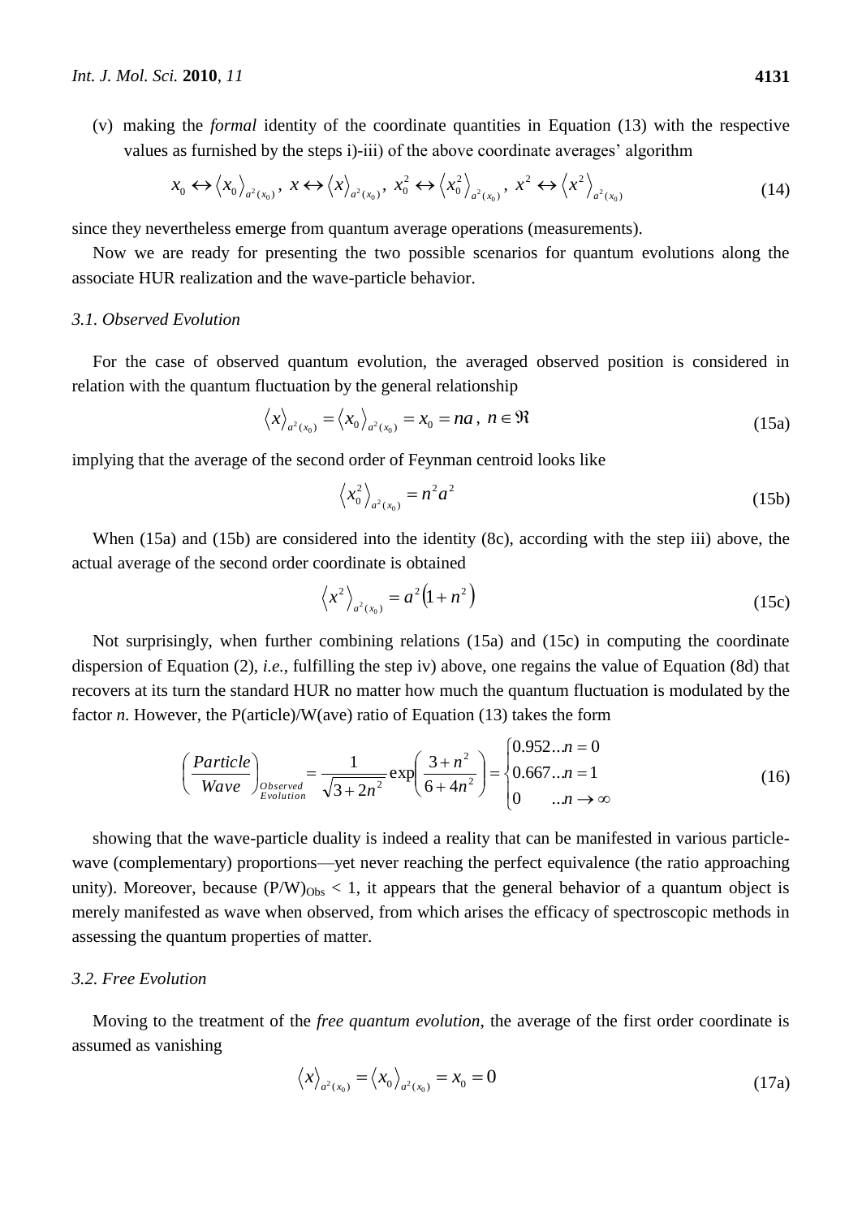(v) making the *formal* identity of the coordinate quantities in Equation (13) with the respective values as furnished by the steps i)-iii) of the above coordinate averages' algorithm

$$x_0 \leftrightarrow \langle x_0 \rangle_{a^2(x_0)},\ x \leftrightarrow \langle x \rangle_{a^2(x_0)},\ x_0^2 \leftrightarrow \langle x_0^2 \rangle_{a^2(x_0)},\ x^2 \leftrightarrow \langle x^2 \rangle_{a^2(x_0)} \tag{14}$$

since they nevertheless emerge from quantum average operations (measurements).

Now we are ready for presenting the two possible scenarios for quantum evolutions along the associate HUR realization and the wave-particle behavior.

### 3.1. Observed Evolution

For the case of observed quantum evolution, the averaged observed position is considered in relation with the quantum fluctuation by the general relationship

$$\langle x \rangle_{a^2(x_0)} = \langle x_0 \rangle_{a^2(x_0)} = x_0 = na,\ n \in \Re \tag{15a}$$

implying that the average of the second order of Feynman centroid looks like

$$\langle x_0^2 \rangle_{a^2(x_0)} = n^2 a^2 \tag{15b}$$

When (15a) and (15b) are considered into the identity (8c), according with the step iii) above, the actual average of the second order coordinate is obtained

$$\langle x^2 \rangle_{a^2(x_0)} = a^2 \left(1 + n^2\right) \tag{15c}$$

Not surprisingly, when further combining relations (15a) and (15c) in computing the coordinate dispersion of Equation (2), *i.e.*, fulfilling the step iv) above, one regains the value of Equation (8d) that recovers at its turn the standard HUR no matter how much the quantum fluctuation is modulated by the factor $n$. However, the P(article)/W(ave) ratio of Equation (13) takes the form

$$\left(\frac{Particle}{Wave}\right)_{\substack{Observed \\ Evolution}} = \frac{1}{\sqrt{3+2n^2}} \exp\left(\frac{3+n^2}{6+4n^2}\right) = \begin{cases} 0.952 \ldots n = 0 \\ 0.667 \ldots n = 1 \\ 0 \qquad \ldots n \to \infty \end{cases} \tag{16}$$

showing that the wave-particle duality is indeed a reality that can be manifested in various particle-wave (complementary) proportions—yet never reaching the perfect equivalence (the ratio approaching unity). Moreover, because $(P/W)_{Obs} < 1$, it appears that the general behavior of a quantum object is merely manifested as wave when observed, from which arises the efficacy of spectroscopic methods in assessing the quantum properties of matter.

### 3.2. Free Evolution

Moving to the treatment of the *free quantum evolution*, the average of the first order coordinate is assumed as vanishing

$$\langle x \rangle_{a^2(x_0)} = \langle x_0 \rangle_{a^2(x_0)} = x_0 = 0 \tag{17a}$$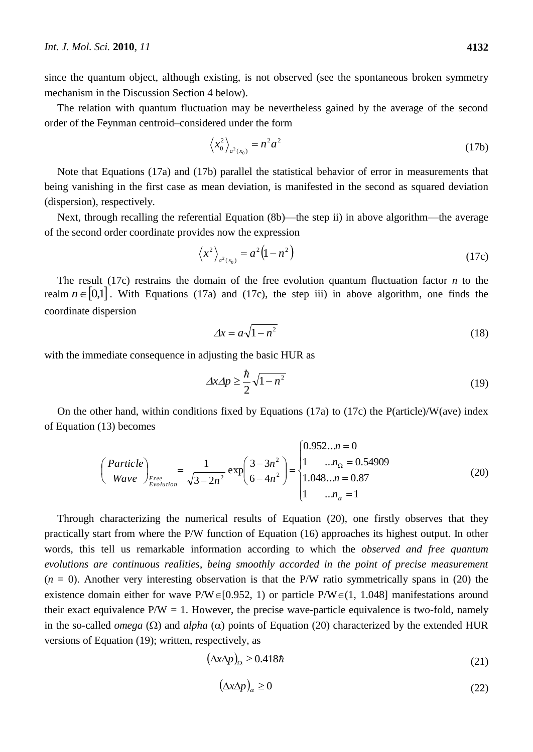since the quantum object, although existing, is not observed (see the spontaneous broken symmetry mechanism in the Discussion Section 4 below).

The relation with quantum fluctuation may be nevertheless gained by the average of the second order of the Feynman centroid–considered under the form

$$\left\langle x_0^2 \right\rangle_{a^2(x_0)} = n^2 a^2 \tag{17b}$$

Note that Equations (17a) and (17b) parallel the statistical behavior of error in measurements that being vanishing in the first case as mean deviation, is manifested in the second as squared deviation (dispersion), respectively.

Next, through recalling the referential Equation (8b)—the step ii) in above algorithm—the average of the second order coordinate provides now the expression

$$\left\langle x^2 \right\rangle_{a^2(x_0)} = a^2\left(1 - n^2\right) \tag{17c}$$

The result (17c) restrains the domain of the free evolution quantum fluctuation factor $n$ to the realm $n \in [0,1]$. With Equations (17a) and (17c), the step iii) in above algorithm, one finds the coordinate dispersion

$$\Delta x = a\sqrt{1 - n^2} \tag{18}$$

with the immediate consequence in adjusting the basic HUR as

$$\Delta x \Delta p \geq \frac{\hbar}{2}\sqrt{1 - n^2} \tag{19}$$

On the other hand, within conditions fixed by Equations (17a) to (17c) the P(article)/W(ave) index of Equation (13) becomes

$$\left(\frac{Particle}{Wave}\right)_{\substack{Free \\ Evolution}} = \frac{1}{\sqrt{3 - 2n^2}} \exp\left(\frac{3 - 3n^2}{6 - 4n^2}\right) = \begin{cases} 0.952 \ldots n = 0 \\ 1 \quad \ldots n_\Omega = 0.54909 \\ 1.048 \ldots n = 0.87 \\ 1 \quad \ldots n_\alpha = 1 \end{cases} \tag{20}$$

Through characterizing the numerical results of Equation (20), one firstly observes that they practically start from where the P/W function of Equation (16) approaches its highest output. In other words, this tell us remarkable information according to which the *observed and free quantum evolutions are continuous realities*, *being smoothly accorded in the point of precise measurement* ($n = 0$). Another very interesting observation is that the P/W ratio symmetrically spans in (20) the existence domain either for wave P/W$\in$[0.952, 1) or particle P/W$\in$(1, 1.048] manifestations around their exact equivalence P/W = 1. However, the precise wave-particle equivalence is two-fold, namely in the so-called *omega* ($\Omega$) and *alpha* ($\alpha$) points of Equation (20) characterized by the extended HUR versions of Equation (19); written, respectively, as

$$\left(\Delta x \Delta p\right)_\Omega \geq 0.418\hbar \tag{21}$$

$$\left(\Delta x \Delta p\right)_\alpha \geq 0 \tag{22}$$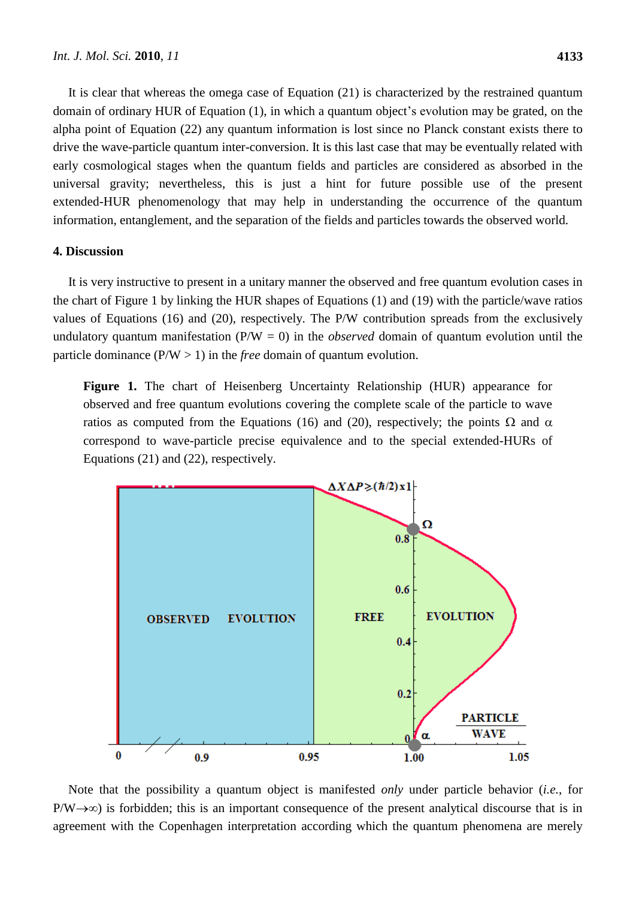It is clear that whereas the omega case of Equation (21) is characterized by the restrained quantum domain of ordinary HUR of Equation (1), in which a quantum object's evolution may be grated, on the alpha point of Equation (22) any quantum information is lost since no Planck constant exists there to drive the wave-particle quantum inter-conversion. It is this last case that may be eventually related with early cosmological stages when the quantum fields and particles are considered as absorbed in the universal gravity; nevertheless, this is just a hint for future possible use of the present extended-HUR phenomenology that may help in understanding the occurrence of the quantum information, entanglement, and the separation of the fields and particles towards the observed world.

## 4. Discussion

It is very instructive to present in a unitary manner the observed and free quantum evolution cases in the chart of Figure 1 by linking the HUR shapes of Equations (1) and (19) with the particle/wave ratios values of Equations (16) and (20), respectively. The P/W contribution spreads from the exclusively undulatory quantum manifestation (P/W = 0) in the *observed* domain of quantum evolution until the particle dominance (P/W > 1) in the *free* domain of quantum evolution.

**Figure 1.** The chart of Heisenberg Uncertainty Relationship (HUR) appearance for observed and free quantum evolutions covering the complete scale of the particle to wave ratios as computed from the Equations (16) and (20), respectively; the points $\Omega$ and $\alpha$ correspond to wave-particle precise equivalence and to the special extended-HURs of Equations (21) and (22), respectively.

Note that the possibility a quantum object is manifested *only* under particle behavior (*i.e.*, for $P/W \to \infty$) is forbidden; this is an important consequence of the present analytical discourse that is in agreement with the Copenhagen interpretation according which the quantum phenomena are merely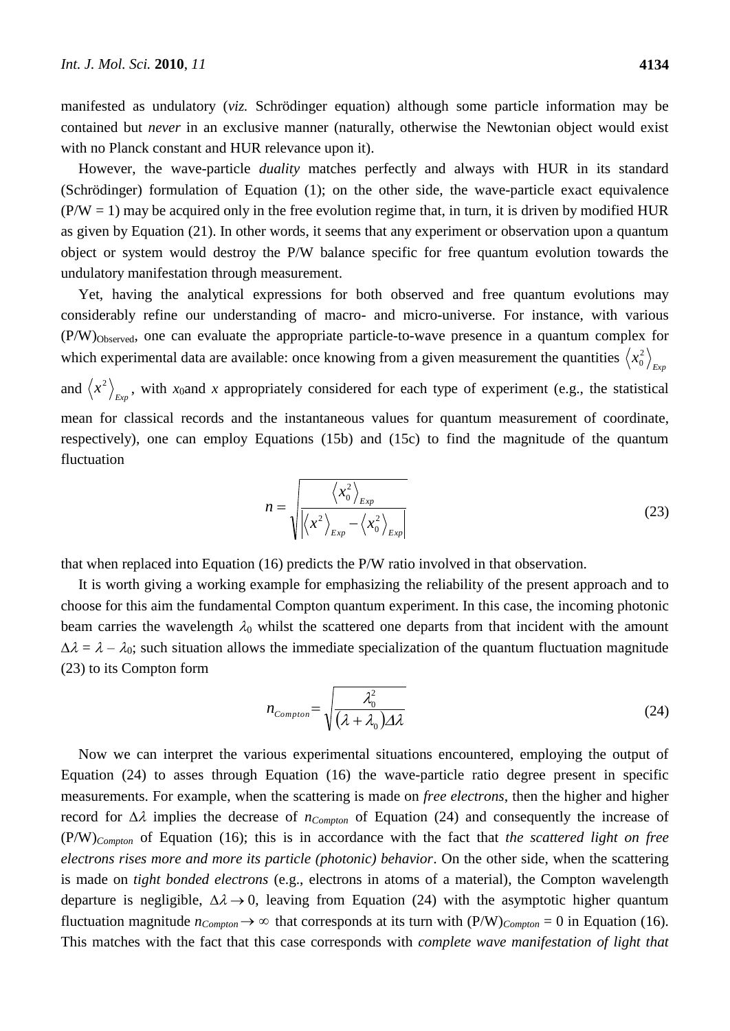manifested as undulatory (*viz.* Schrödinger equation) although some particle information may be contained but *never* in an exclusive manner (naturally, otherwise the Newtonian object would exist with no Planck constant and HUR relevance upon it).

However, the wave-particle *duality* matches perfectly and always with HUR in its standard (Schrödinger) formulation of Equation (1); on the other side, the wave-particle exact equivalence (P/W = 1) may be acquired only in the free evolution regime that, in turn, it is driven by modified HUR as given by Equation (21). In other words, it seems that any experiment or observation upon a quantum object or system would destroy the P/W balance specific for free quantum evolution towards the undulatory manifestation through measurement.

Yet, having the analytical expressions for both observed and free quantum evolutions may considerably refine our understanding of macro- and micro-universe. For instance, with various $(P/W)_{Observed}$, one can evaluate the appropriate particle-to-wave presence in a quantum complex for which experimental data are available: once knowing from a given measurement the quantities $\left\langle x_0^2 \right\rangle_{Exp}$ and $\left\langle x^2 \right\rangle_{Exp}$, with $x_0$and $x$ appropriately considered for each type of experiment (e.g., the statistical mean for classical records and the instantaneous values for quantum measurement of coordinate, respectively), one can employ Equations (15b) and (15c) to find the magnitude of the quantum fluctuation

$$n = \sqrt{\frac{\left\langle x_0^2 \right\rangle_{Exp}}{\left| \left\langle x^2 \right\rangle_{Exp} - \left\langle x_0^2 \right\rangle_{Exp} \right|}} \tag{23}$$

that when replaced into Equation (16) predicts the P/W ratio involved in that observation.

It is worth giving a working example for emphasizing the reliability of the present approach and to choose for this aim the fundamental Compton quantum experiment. In this case, the incoming photonic beam carries the wavelength $\lambda_0$ whilst the scattered one departs from that incident with the amount $\Delta\lambda = \lambda - \lambda_0$; such situation allows the immediate specialization of the quantum fluctuation magnitude (23) to its Compton form

$$n_{Compton} = \sqrt{\frac{\lambda_0^2}{(\lambda + \lambda_0)\Delta\lambda}} \tag{24}$$

Now we can interpret the various experimental situations encountered, employing the output of Equation (24) to asses through Equation (16) the wave-particle ratio degree present in specific measurements. For example, when the scattering is made on *free electrons*, then the higher and higher record for $\Delta\lambda$ implies the decrease of $n_{Compton}$ of Equation (24) and consequently the increase of $(P/W)_{Compton}$ of Equation (16); this is in accordance with the fact that *the scattered light on free electrons rises more and more its particle (photonic) behavior*. On the other side, when the scattering is made on *tight bonded electrons* (e.g., electrons in atoms of a material), the Compton wavelength departure is negligible, $\Delta\lambda \to 0$, leaving from Equation (24) with the asymptotic higher quantum fluctuation magnitude $n_{Compton} \to \infty$ that corresponds at its turn with $(P/W)_{Compton} = 0$ in Equation (16). This matches with the fact that this case corresponds with *complete wave manifestation of light that*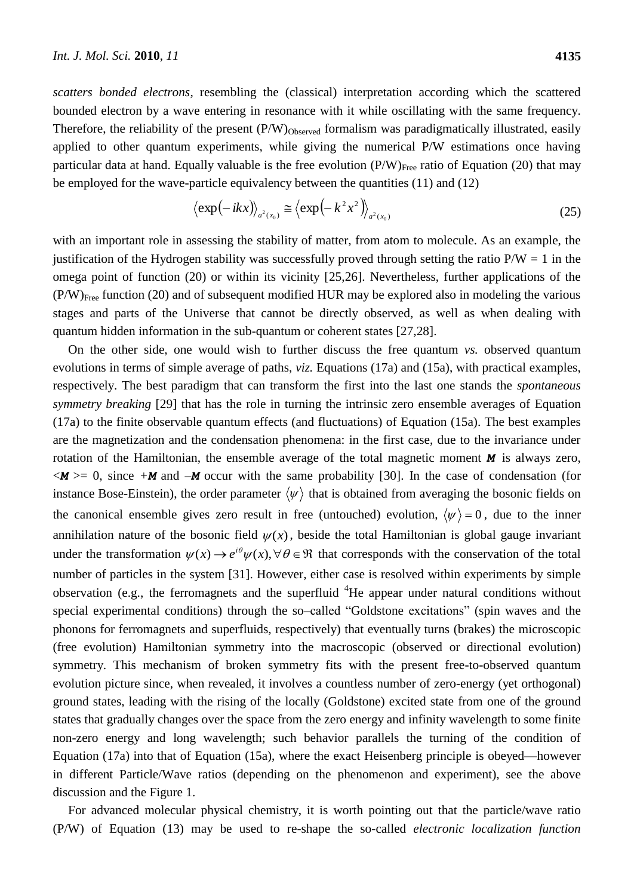*scatters bonded electrons*, resembling the (classical) interpretation according which the scattered bounded electron by a wave entering in resonance with it while oscillating with the same frequency. Therefore, the reliability of the present $(P/W)_{Observed}$ formalism was paradigmatically illustrated, easily applied to other quantum experiments, while giving the numerical P/W estimations once having particular data at hand. Equally valuable is the free evolution $(P/W)_{Free}$ ratio of Equation (20) that may be employed for the wave-particle equivalency between the quantities (11) and (12)

$$\left\langle \exp(-ikx) \right\rangle_{a^2(x_0)} \cong \left\langle \exp(-k^2 x^2) \right\rangle_{a^2(x_0)} \tag{25}$$

with an important role in assessing the stability of matter, from atom to molecule. As an example, the justification of the Hydrogen stability was successfully proved through setting the ratio P/W = 1 in the omega point of function (20) or within its vicinity [25,26]. Nevertheless, further applications of the $(P/W)_{Free}$ function (20) and of subsequent modified HUR may be explored also in modeling the various stages and parts of the Universe that cannot be directly observed, as well as when dealing with quantum hidden information in the sub-quantum or coherent states [27,28].

On the other side, one would wish to further discuss the free quantum *vs.* observed quantum evolutions in terms of simple average of paths, *viz.* Equations (17a) and (15a), with practical examples, respectively. The best paradigm that can transform the first into the last one stands the *spontaneous symmetry breaking* [29] that has the role in turning the intrinsic zero ensemble averages of Equation (17a) to the finite observable quantum effects (and fluctuations) of Equation (15a). The best examples are the magnetization and the condensation phenomena: in the first case, due to the invariance under rotation of the Hamiltonian, the ensemble average of the total magnetic moment $\boldsymbol{M}$ is always zero, $\langle \boldsymbol{M} \rangle = 0$, since $+\boldsymbol{M}$ and $-\boldsymbol{M}$ occur with the same probability [30]. In the case of condensation (for instance Bose-Einstein), the order parameter $\langle \psi \rangle$ that is obtained from averaging the bosonic fields on the canonical ensemble gives zero result in free (untouched) evolution, $\langle \psi \rangle = 0$, due to the inner annihilation nature of the bosonic field $\psi(x)$, beside the total Hamiltonian is global gauge invariant under the transformation $\psi(x) \to e^{i\theta}\psi(x), \forall \theta \in \Re$ that corresponds with the conservation of the total number of particles in the system [31]. However, either case is resolved within experiments by simple observation (e.g., the ferromagnets and the superfluid $^4$He appear under natural conditions without special experimental conditions) through the so–called "Goldstone excitations" (spin waves and the phonons for ferromagnets and superfluids, respectively) that eventually turns (brakes) the microscopic (free evolution) Hamiltonian symmetry into the macroscopic (observed or directional evolution) symmetry. This mechanism of broken symmetry fits with the present free-to-observed quantum evolution picture since, when revealed, it involves a countless number of zero-energy (yet orthogonal) ground states, leading with the rising of the locally (Goldstone) excited state from one of the ground states that gradually changes over the space from the zero energy and infinity wavelength to some finite non-zero energy and long wavelength; such behavior parallels the turning of the condition of Equation (17a) into that of Equation (15a), where the exact Heisenberg principle is obeyed—however in different Particle/Wave ratios (depending on the phenomenon and experiment), see the above discussion and the Figure 1.

For advanced molecular physical chemistry, it is worth pointing out that the particle/wave ratio (P/W) of Equation (13) may be used to re-shape the so-called *electronic localization function*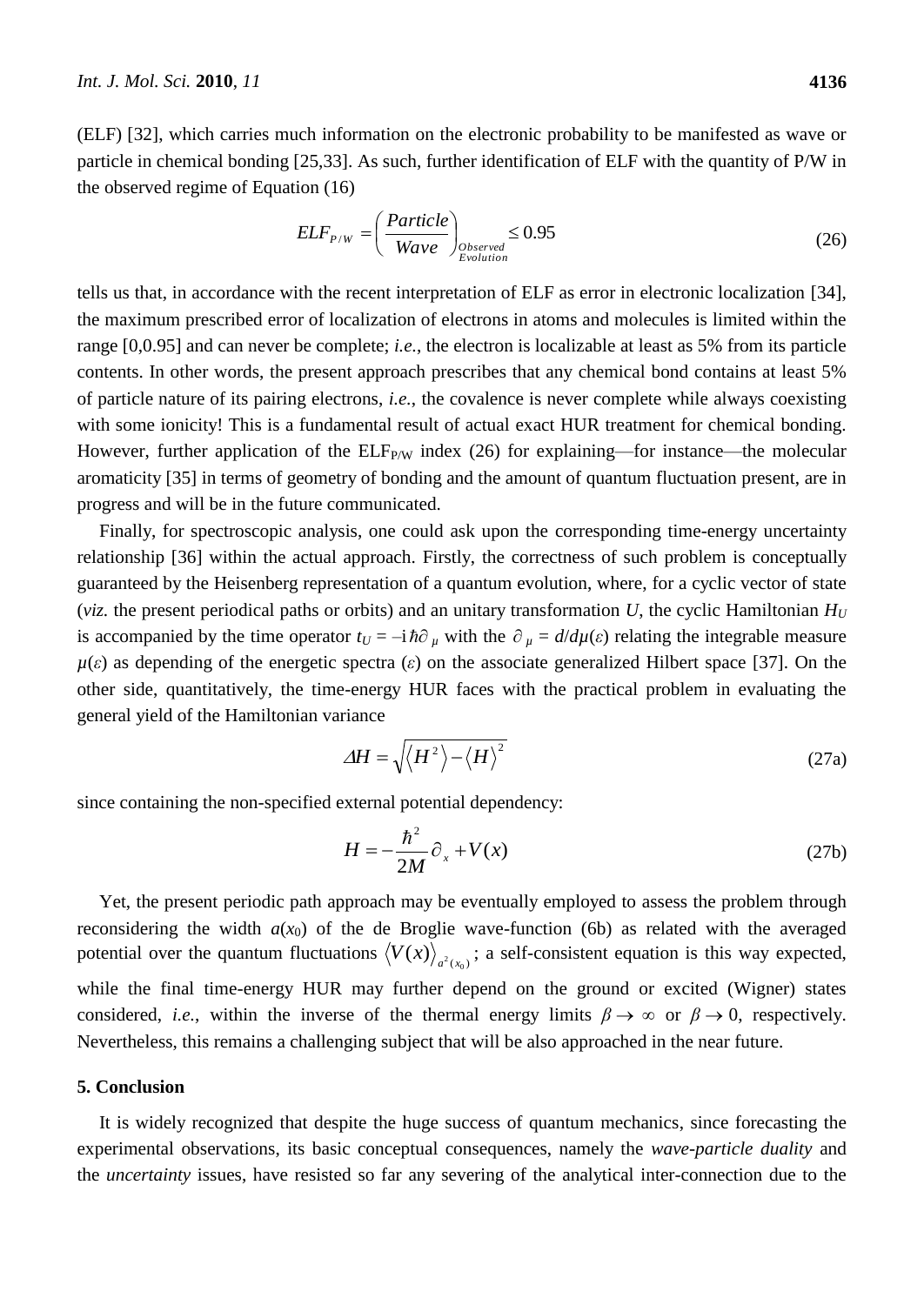(ELF) [32], which carries much information on the electronic probability to be manifested as wave or particle in chemical bonding [25,33]. As such, further identification of ELF with the quantity of P/W in the observed regime of Equation (16)

$$ELF_{P/W} = \left(\frac{Particle}{Wave}\right)_{\substack{Observed\\Evolution}} \leq 0.95 \tag{26}$$

tells us that, in accordance with the recent interpretation of ELF as error in electronic localization [34], the maximum prescribed error of localization of electrons in atoms and molecules is limited within the range [0,0.95] and can never be complete; *i.e.*, the electron is localizable at least as 5% from its particle contents. In other words, the present approach prescribes that any chemical bond contains at least 5% of particle nature of its pairing electrons, *i.e.*, the covalence is never complete while always coexisting with some ionicity! This is a fundamental result of actual exact HUR treatment for chemical bonding. However, further application of the $ELF_{P/W}$ index (26) for explaining—for instance—the molecular aromaticity [35] in terms of geometry of bonding and the amount of quantum fluctuation present, are in progress and will be in the future communicated.

Finally, for spectroscopic analysis, one could ask upon the corresponding time-energy uncertainty relationship [36] within the actual approach. Firstly, the correctness of such problem is conceptually guaranteed by the Heisenberg representation of a quantum evolution, where, for a cyclic vector of state (*viz.* the present periodical paths or orbits) and an unitary transformation $U$, the cyclic Hamiltonian $H_U$ is accompanied by the time operator $t_U = -\mathrm{i}\hbar\partial_\mu$ with the $\partial_\mu = d/d\mu(\varepsilon)$ relating the integrable measure $\mu(\varepsilon)$ as depending of the energetic spectra ($\varepsilon$) on the associate generalized Hilbert space [37]. On the other side, quantitatively, the time-energy HUR faces with the practical problem in evaluating the general yield of the Hamiltonian variance

$$\Delta H = \sqrt{\langle H^2 \rangle - \langle H \rangle^2} \tag{27a}$$

since containing the non-specified external potential dependency:

$$H = -\frac{\hbar^2}{2M}\partial_x + V(x) \tag{27b}$$

Yet, the present periodic path approach may be eventually employed to assess the problem through reconsidering the width $a(x_0)$ of the de Broglie wave-function (6b) as related with the averaged potential over the quantum fluctuations $\langle V(x) \rangle_{a^2(x_0)}$; a self-consistent equation is this way expected, while the final time-energy HUR may further depend on the ground or excited (Wigner) states considered, *i.e.*, within the inverse of the thermal energy limits $\beta \to \infty$ or $\beta \to 0$, respectively. Nevertheless, this remains a challenging subject that will be also approached in the near future.

## 5. Conclusion

It is widely recognized that despite the huge success of quantum mechanics, since forecasting the experimental observations, its basic conceptual consequences, namely the *wave-particle duality* and the *uncertainty* issues, have resisted so far any severing of the analytical inter-connection due to the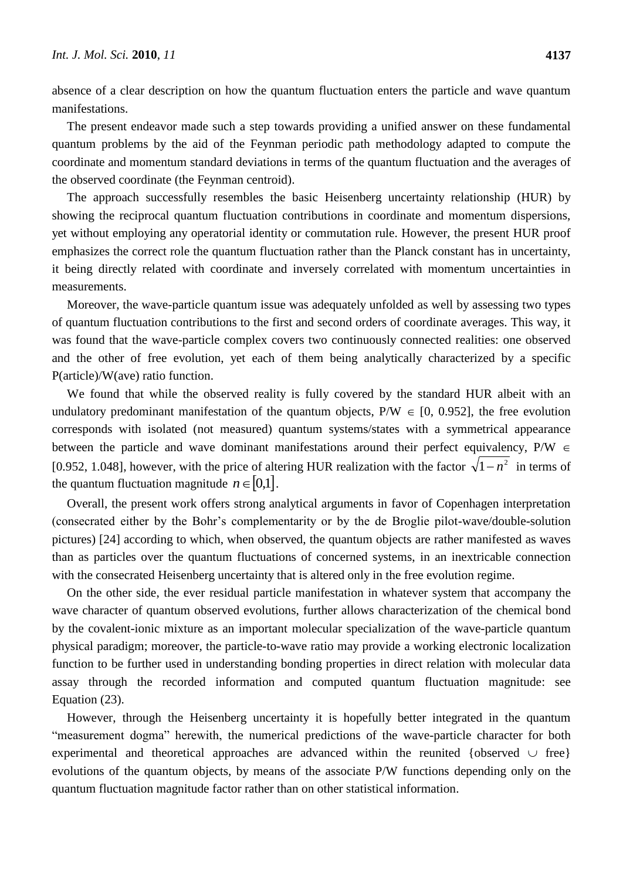absence of a clear description on how the quantum fluctuation enters the particle and wave quantum manifestations.

The present endeavor made such a step towards providing a unified answer on these fundamental quantum problems by the aid of the Feynman periodic path methodology adapted to compute the coordinate and momentum standard deviations in terms of the quantum fluctuation and the averages of the observed coordinate (the Feynman centroid).

The approach successfully resembles the basic Heisenberg uncertainty relationship (HUR) by showing the reciprocal quantum fluctuation contributions in coordinate and momentum dispersions, yet without employing any operatorial identity or commutation rule. However, the present HUR proof emphasizes the correct role the quantum fluctuation rather than the Planck constant has in uncertainty, it being directly related with coordinate and inversely correlated with momentum uncertainties in measurements.

Moreover, the wave-particle quantum issue was adequately unfolded as well by assessing two types of quantum fluctuation contributions to the first and second orders of coordinate averages. This way, it was found that the wave-particle complex covers two continuously connected realities: one observed and the other of free evolution, yet each of them being analytically characterized by a specific P(article)/W(ave) ratio function.

We found that while the observed reality is fully covered by the standard HUR albeit with an undulatory predominant manifestation of the quantum objects, P/W $\in$ [0, 0.952], the free evolution corresponds with isolated (not measured) quantum systems/states with a symmetrical appearance between the particle and wave dominant manifestations around their perfect equivalency, P/W $\in$ [0.952, 1.048], however, with the price of altering HUR realization with the factor $\sqrt{1-n^2}$ in terms of the quantum fluctuation magnitude $n \in [0,1]$.

Overall, the present work offers strong analytical arguments in favor of Copenhagen interpretation (consecrated either by the Bohr's complementarity or by the de Broglie pilot-wave/double-solution pictures) [24] according to which, when observed, the quantum objects are rather manifested as waves than as particles over the quantum fluctuations of concerned systems, in an inextricable connection with the consecrated Heisenberg uncertainty that is altered only in the free evolution regime.

On the other side, the ever residual particle manifestation in whatever system that accompany the wave character of quantum observed evolutions, further allows characterization of the chemical bond by the covalent-ionic mixture as an important molecular specialization of the wave-particle quantum physical paradigm; moreover, the particle-to-wave ratio may provide a working electronic localization function to be further used in understanding bonding properties in direct relation with molecular data assay through the recorded information and computed quantum fluctuation magnitude: see Equation (23).

However, through the Heisenberg uncertainty it is hopefully better integrated in the quantum "measurement dogma" herewith, the numerical predictions of the wave-particle character for both experimental and theoretical approaches are advanced within the reunited {observed $\cup$ free} evolutions of the quantum objects, by means of the associate P/W functions depending only on the quantum fluctuation magnitude factor rather than on other statistical information.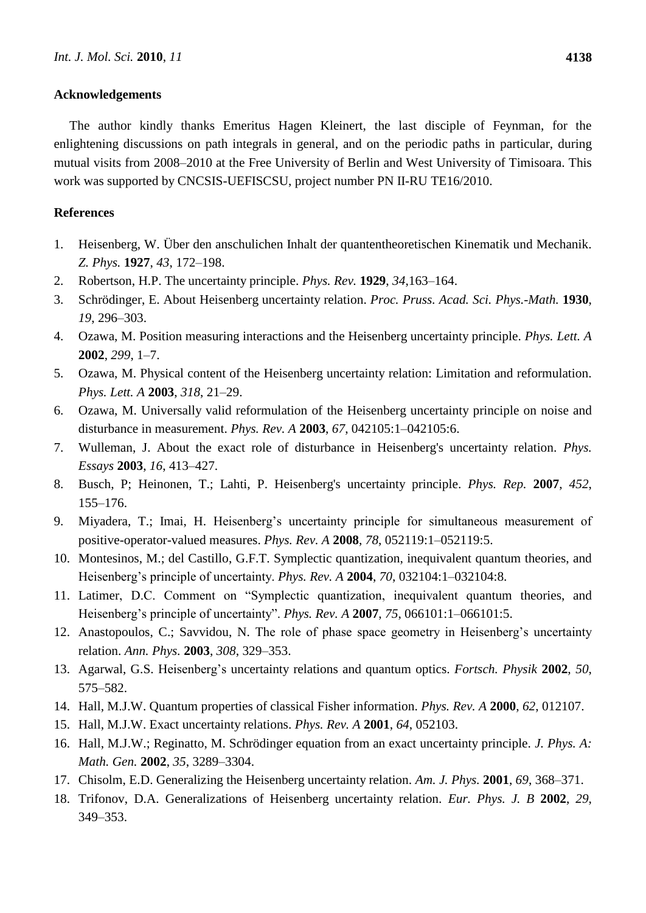## Acknowledgements

The author kindly thanks Emeritus Hagen Kleinert, the last disciple of Feynman, for the enlightening discussions on path integrals in general, and on the periodic paths in particular, during mutual visits from 2008–2010 at the Free University of Berlin and West University of Timisoara. This work was supported by CNCSIS-UEFISCSU, project number PN II-RU TE16/2010.

## References

1. Heisenberg, W. Über den anschulichen Inhalt der quantentheoretischen Kinematik und Mechanik. *Z. Phys.* **1927**, *43*, 172–198.
2. Robertson, H.P. The uncertainty principle. *Phys. Rev.* **1929**, *34*,163–164.
3. Schrödinger, E. About Heisenberg uncertainty relation. *Proc. Pruss. Acad. Sci. Phys.-Math.* **1930**, *19*, 296–303.
4. Ozawa, M. Position measuring interactions and the Heisenberg uncertainty principle. *Phys. Lett. A* **2002**, *299*, 1–7.
5. Ozawa, M. Physical content of the Heisenberg uncertainty relation: Limitation and reformulation. *Phys. Lett. A* **2003**, *318*, 21–29.
6. Ozawa, M. Universally valid reformulation of the Heisenberg uncertainty principle on noise and disturbance in measurement. *Phys. Rev. A* **2003**, *67*, 042105:1–042105:6.
7. Wulleman, J. About the exact role of disturbance in Heisenberg's uncertainty relation. *Phys. Essays* **2003**, *16*, 413–427.
8. Busch, P; Heinonen, T.; Lahti, P. Heisenberg's uncertainty principle. *Phys. Rep.* **2007**, *452*, 155–176.
9. Miyadera, T.; Imai, H. Heisenberg's uncertainty principle for simultaneous measurement of positive-operator-valued measures. *Phys. Rev. A* **2008**, *78*, 052119:1–052119:5.
10. Montesinos, M.; del Castillo, G.F.T. Symplectic quantization, inequivalent quantum theories, and Heisenberg's principle of uncertainty. *Phys. Rev. A* **2004**, *70*, 032104:1–032104:8.
11. Latimer, D.C. Comment on "Symplectic quantization, inequivalent quantum theories, and Heisenberg's principle of uncertainty". *Phys. Rev. A* **2007**, *75*, 066101:1–066101:5.
12. Anastopoulos, C.; Savvidou, N. The role of phase space geometry in Heisenberg's uncertainty relation. *Ann. Phys.* **2003**, *308*, 329–353.
13. Agarwal, G.S. Heisenberg's uncertainty relations and quantum optics. *Fortsch. Physik* **2002**, *50*, 575–582.
14. Hall, M.J.W. Quantum properties of classical Fisher information. *Phys. Rev. A* **2000**, *62*, 012107.
15. Hall, M.J.W. Exact uncertainty relations. *Phys. Rev. A* **2001**, *64*, 052103.
16. Hall, M.J.W.; Reginatto, M. Schrödinger equation from an exact uncertainty principle. *J. Phys. A: Math. Gen.* **2002**, *35*, 3289–3304.
17. Chisolm, E.D. Generalizing the Heisenberg uncertainty relation. *Am. J. Phys.* **2001**, *69*, 368–371.
18. Trifonov, D.A. Generalizations of Heisenberg uncertainty relation. *Eur. Phys. J. B* **2002**, *29*, 349–353.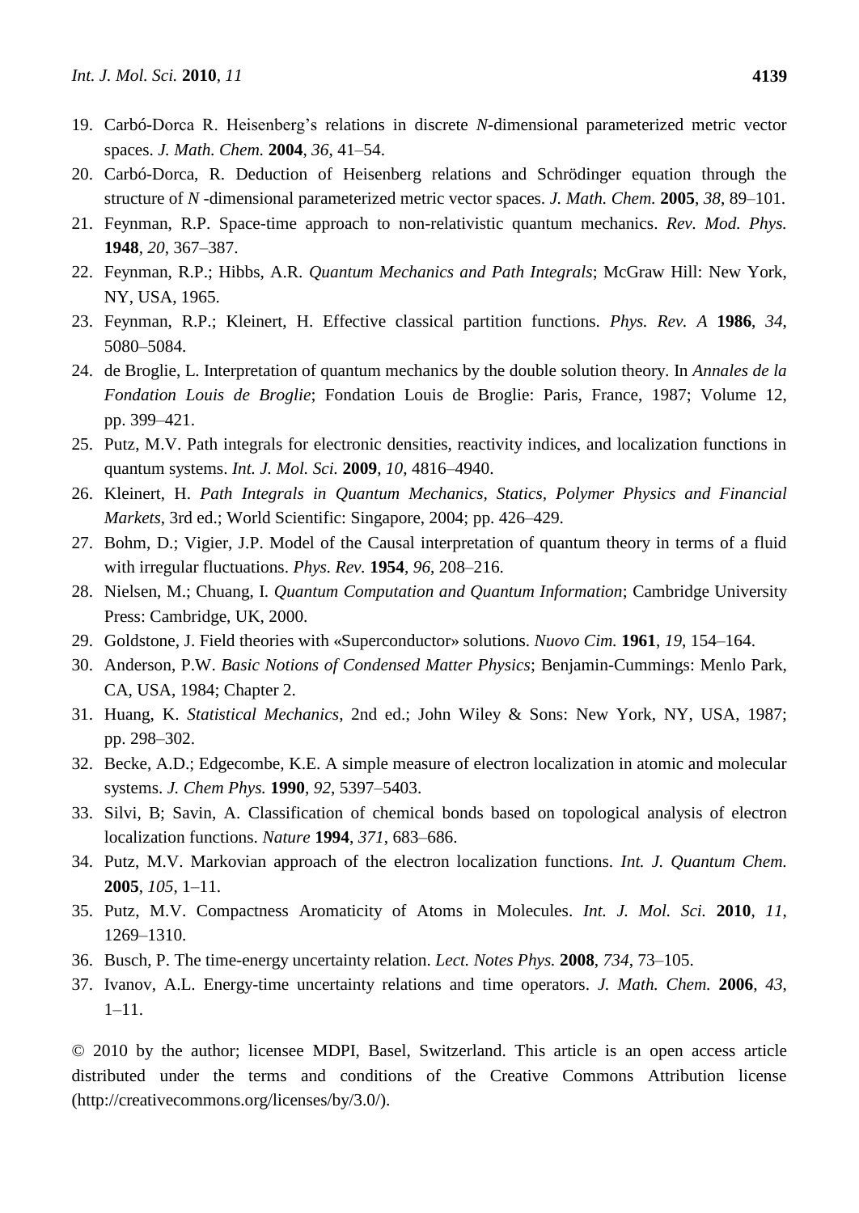19. Carbó-Dorca R. Heisenberg's relations in discrete *N*-dimensional parameterized metric vector spaces. *J. Math. Chem.* **2004**, *36*, 41–54.
20. Carbó-Dorca, R. Deduction of Heisenberg relations and Schrödinger equation through the structure of *N* -dimensional parameterized metric vector spaces. *J. Math. Chem.* **2005**, *38*, 89–101.
21. Feynman, R.P. Space-time approach to non-relativistic quantum mechanics. *Rev. Mod. Phys.* **1948**, *20*, 367–387.
22. Feynman, R.P.; Hibbs, A.R. *Quantum Mechanics and Path Integrals*; McGraw Hill: New York, NY, USA, 1965.
23. Feynman, R.P.; Kleinert, H. Effective classical partition functions. *Phys. Rev. A* **1986**, *34*, 5080–5084.
24. de Broglie, L. Interpretation of quantum mechanics by the double solution theory. In *Annales de la Fondation Louis de Broglie*; Fondation Louis de Broglie: Paris, France, 1987; Volume 12, pp. 399–421.
25. Putz, M.V. Path integrals for electronic densities, reactivity indices, and localization functions in quantum systems. *Int. J. Mol. Sci.* **2009**, *10*, 4816–4940.
26. Kleinert, H. *Path Integrals in Quantum Mechanics, Statics, Polymer Physics and Financial Markets*, 3rd ed.; World Scientific: Singapore, 2004; pp. 426–429.
27. Bohm, D.; Vigier, J.P. Model of the Causal interpretation of quantum theory in terms of a fluid with irregular fluctuations. *Phys. Rev.* **1954**, *96*, 208–216.
28. Nielsen, M.; Chuang, I. *Quantum Computation and Quantum Information*; Cambridge University Press: Cambridge, UK, 2000.
29. Goldstone, J. Field theories with «Superconductor» solutions. *Nuovo Cim.* **1961**, *19*, 154–164.
30. Anderson, P.W. *Basic Notions of Condensed Matter Physics*; Benjamin-Cummings: Menlo Park, CA, USA, 1984; Chapter 2.
31. Huang, K. *Statistical Mechanics*, 2nd ed.; John Wiley & Sons: New York, NY, USA, 1987; pp. 298–302.
32. Becke, A.D.; Edgecombe, K.E. A simple measure of electron localization in atomic and molecular systems. *J. Chem Phys.* **1990**, *92*, 5397–5403.
33. Silvi, B; Savin, A. Classification of chemical bonds based on topological analysis of electron localization functions. *Nature* **1994**, *371*, 683–686.
34. Putz, M.V. Markovian approach of the electron localization functions. *Int. J. Quantum Chem.* **2005**, *105*, 1–11.
35. Putz, M.V. Compactness Aromaticity of Atoms in Molecules. *Int. J. Mol. Sci.* **2010**, *11*, 1269–1310.
36. Busch, P. The time-energy uncertainty relation. *Lect. Notes Phys.* **2008**, *734*, 73–105.
37. Ivanov, A.L. Energy-time uncertainty relations and time operators. *J. Math. Chem.* **2006**, *43*, 1–11.

© 2010 by the author; licensee MDPI, Basel, Switzerland. This article is an open access article distributed under the terms and conditions of the Creative Commons Attribution license (http://creativecommons.org/licenses/by/3.0/).